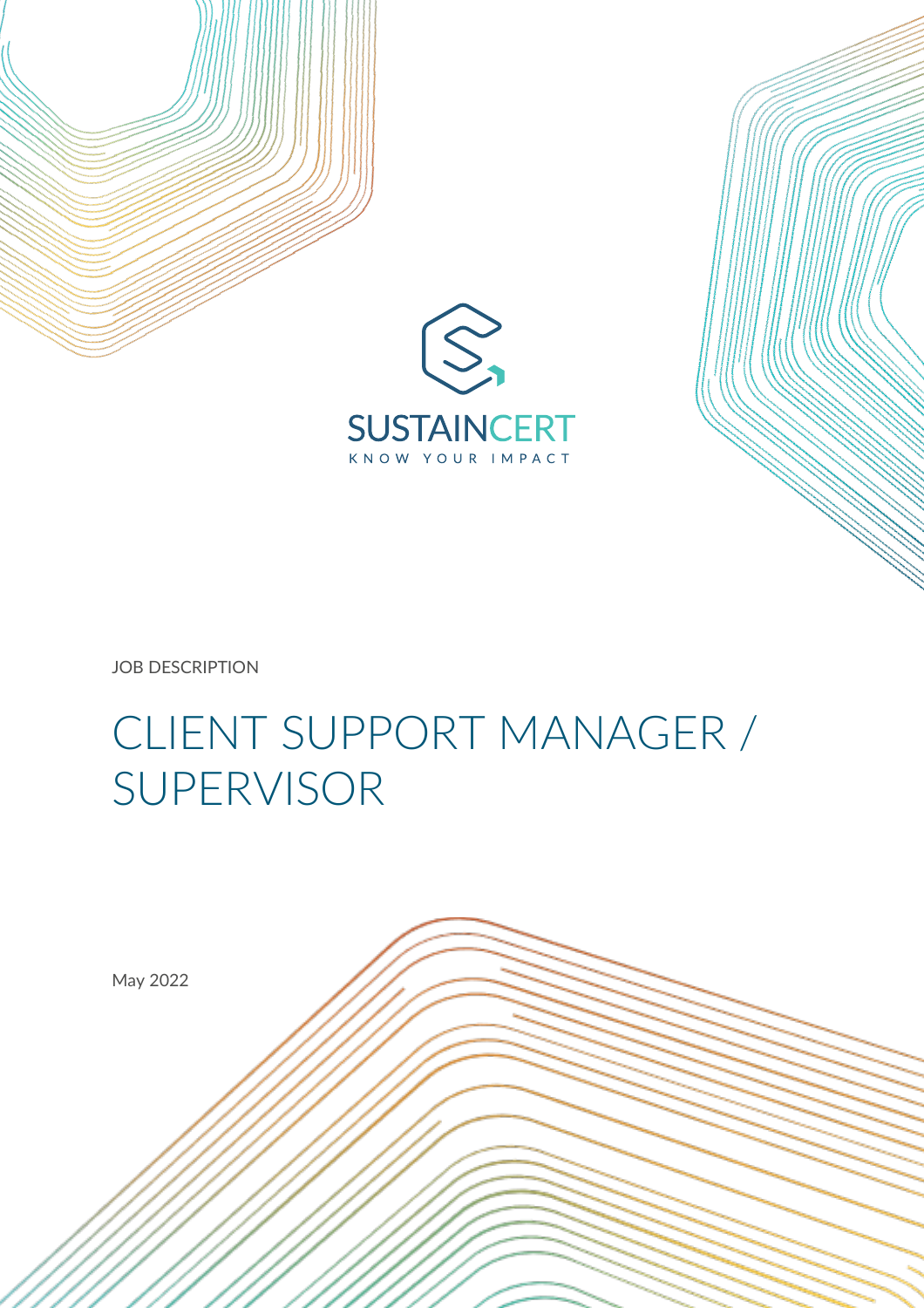SUSTAINCERT

KNOW YOUR IMPACT

JOB DESCRIPTION

# CLIENT SUPPORT MANAGER / SUPERVISOR

May 2022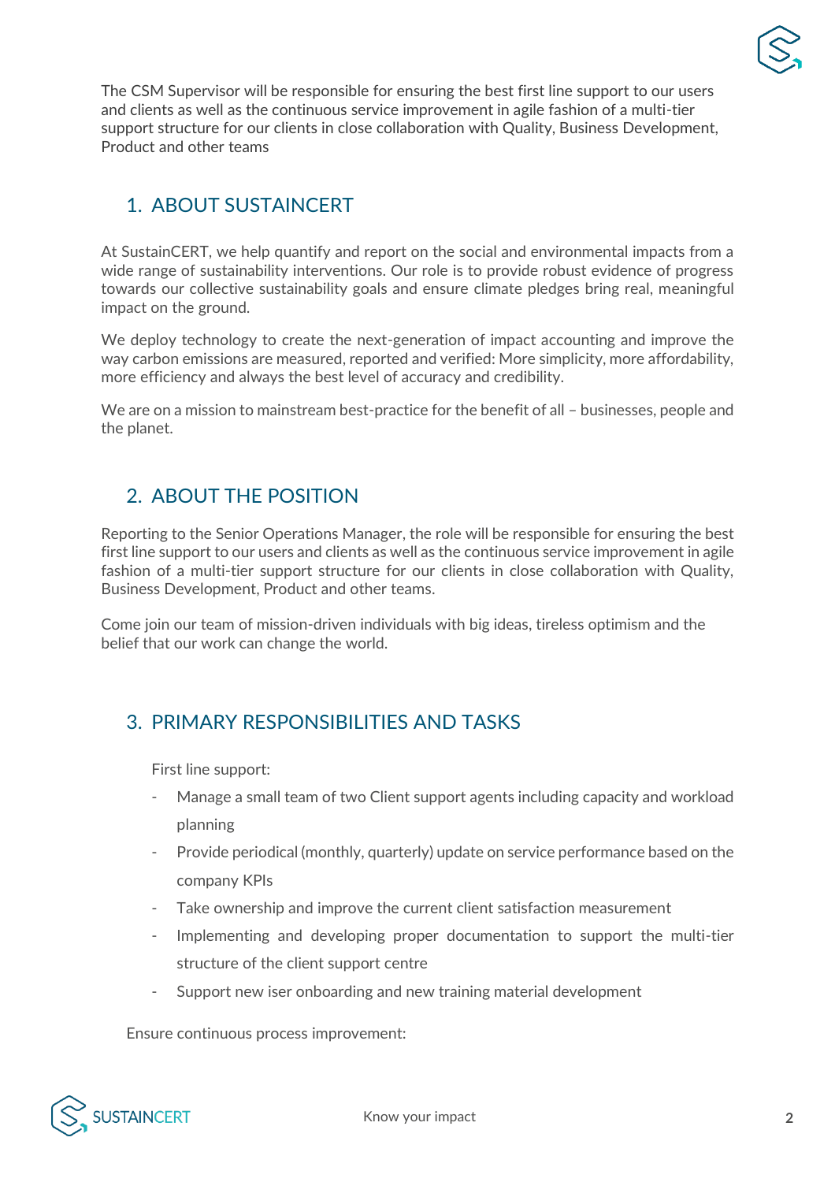The CSM Supervisor will be responsible for ensuring the best first line support to our users and clients as well as the continuous service improvement in agile fashion of a multi-tier support structure for our clients in close collaboration with Quality, Business Development, Product and other teams

## 1. ABOUT SUSTAINCERT

At SustainCERT, we help quantify and report on the social and environmental impacts from a wide range of sustainability interventions. Our role is to provide robust evidence of progress towards our collective sustainability goals and ensure climate pledges bring real, meaningful impact on the ground.

We deploy technology to create the next-generation of impact accounting and improve the way carbon emissions are measured, reported and verified: More simplicity, more affordability, more efficiency and always the best level of accuracy and credibility.

We are on a mission to mainstream best-practice for the benefit of all – businesses, people and the planet.

## 2. ABOUT THE POSITION

Reporting to the Senior Operations Manager, the role will be responsible for ensuring the best first line support to our users and clients as well as the continuous service improvement in agile fashion of a multi-tier support structure for our clients in close collaboration with Quality, Business Development, Product and other teams.

Come join our team of mission-driven individuals with big ideas, tireless optimism and the belief that our work can change the world.

## 3. PRIMARY RESPONSIBILITIES AND TASKS

First line support:

- Manage a small team of two Client support agents including capacity and workload planning
- Provide periodical (monthly, quarterly) update on service performance based on the company KPIs
- Take ownership and improve the current client satisfaction measurement
- Implementing and developing proper documentation to support the multi-tier structure of the client support centre
- Support new iser onboarding and new training material development

Ensure continuous process improvement: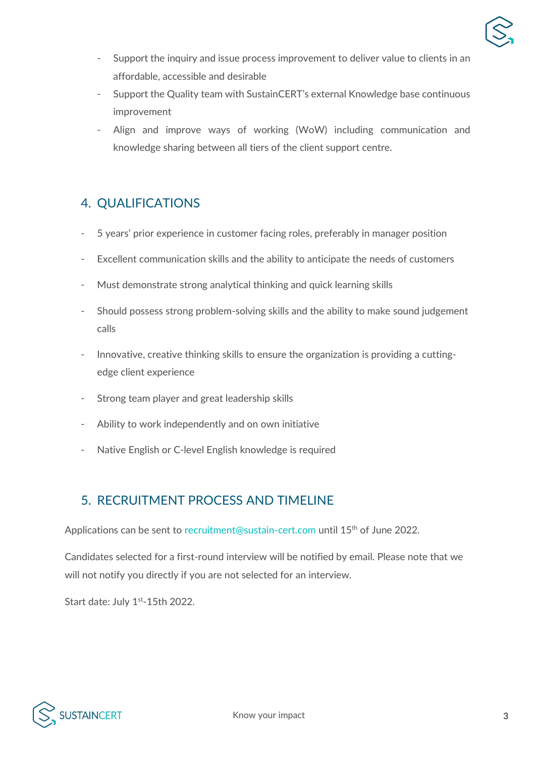- Support the inquiry and issue process improvement to deliver value to clients in an affordable, accessible and desirable
- Support the Quality team with SustainCERT's external Knowledge base continuous improvement
- Align and improve ways of working (WoW) including communication and knowledge sharing between all tiers of the client support centre.

## 4. QUALIFICATIONS

- 5 years' prior experience in customer facing roles, preferably in manager position
- Excellent communication skills and the ability to anticipate the needs of customers
- Must demonstrate strong analytical thinking and quick learning skills
- Should possess strong problem-solving skills and the ability to make sound judgement calls
- Innovative, creative thinking skills to ensure the organization is providing a cutting-edge client experience
- Strong team player and great leadership skills
- Ability to work independently and on own initiative
- Native English or C-level English knowledge is required

## 5. RECRUITMENT PROCESS AND TIMELINE

Applications can be sent to recruitment@sustain-cert.com until 15th of June 2022.

Candidates selected for a first-round interview will be notified by email. Please note that we will not notify you directly if you are not selected for an interview.

Start date: July 1st-15th 2022.